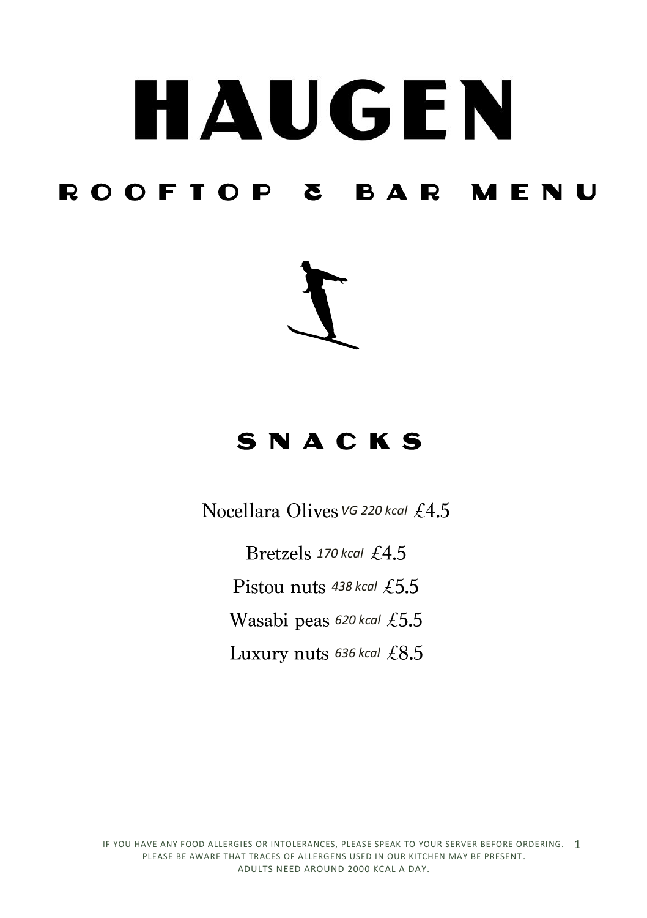# HAUGEN

## ROOFTOP & BAR MENU

## SNACKS

Nocellara Olives *VG 220 kcal* £4.5

Bretzels *170 kcal* £4.5

Pistou nuts *438 kcal* £5.5

Wasabi peas *620 kcal* £5.5

Luxury nuts *636 kcal* £8.5

IF YOU HAVE ANY FOOD ALLERGIES OR INTOLERANCES, PLEASE SPEAK TO YOUR SERVER BEFORE ORDERING.
PLEASE BE AWARE THAT TRACES OF ALLERGENS USED IN OUR KITCHEN MAY BE PRESENT.
ADULTS NEED AROUND 2000 KCAL A DAY.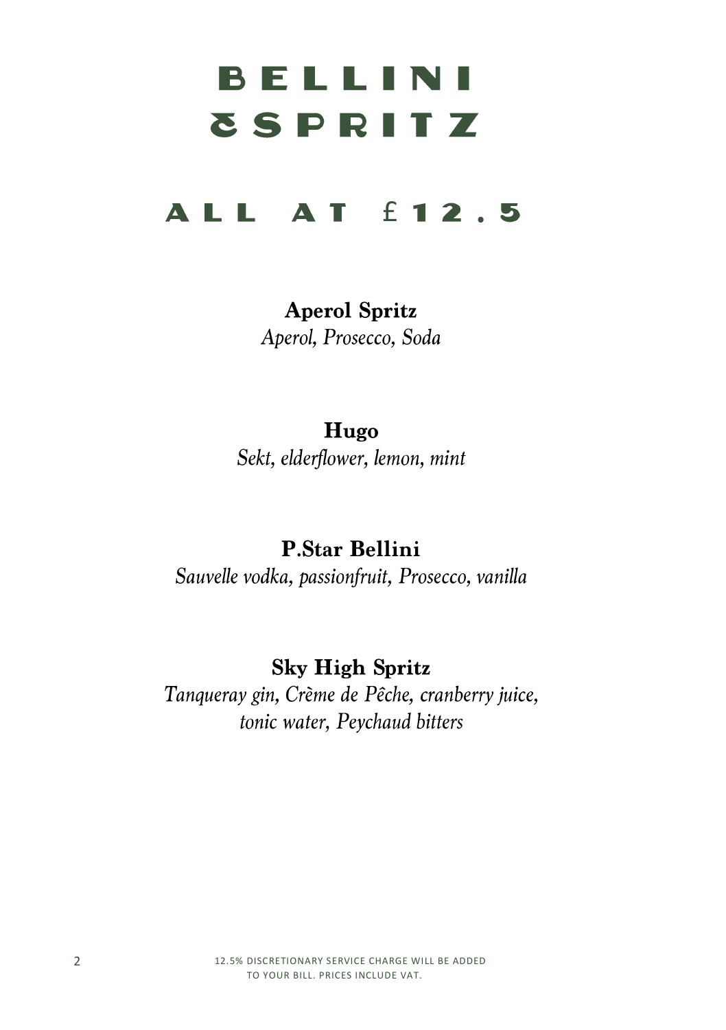# BELLINI & SPRITZ

## ALL AT £12.5

**Aperol Spritz**
*Aperol, Prosecco, Soda*

**Hugo**
*Sekt, elderflower, lemon, mint*

**P.Star Bellini**
*Sauvelle vodka, passionfruit, Prosecco, vanilla*

**Sky High Spritz**
*Tanqueray gin, Crème de Pêche, cranberry juice, tonic water, Peychaud bitters*

12.5% DISCRETIONARY SERVICE CHARGE WILL BE ADDED TO YOUR BILL. PRICES INCLUDE VAT.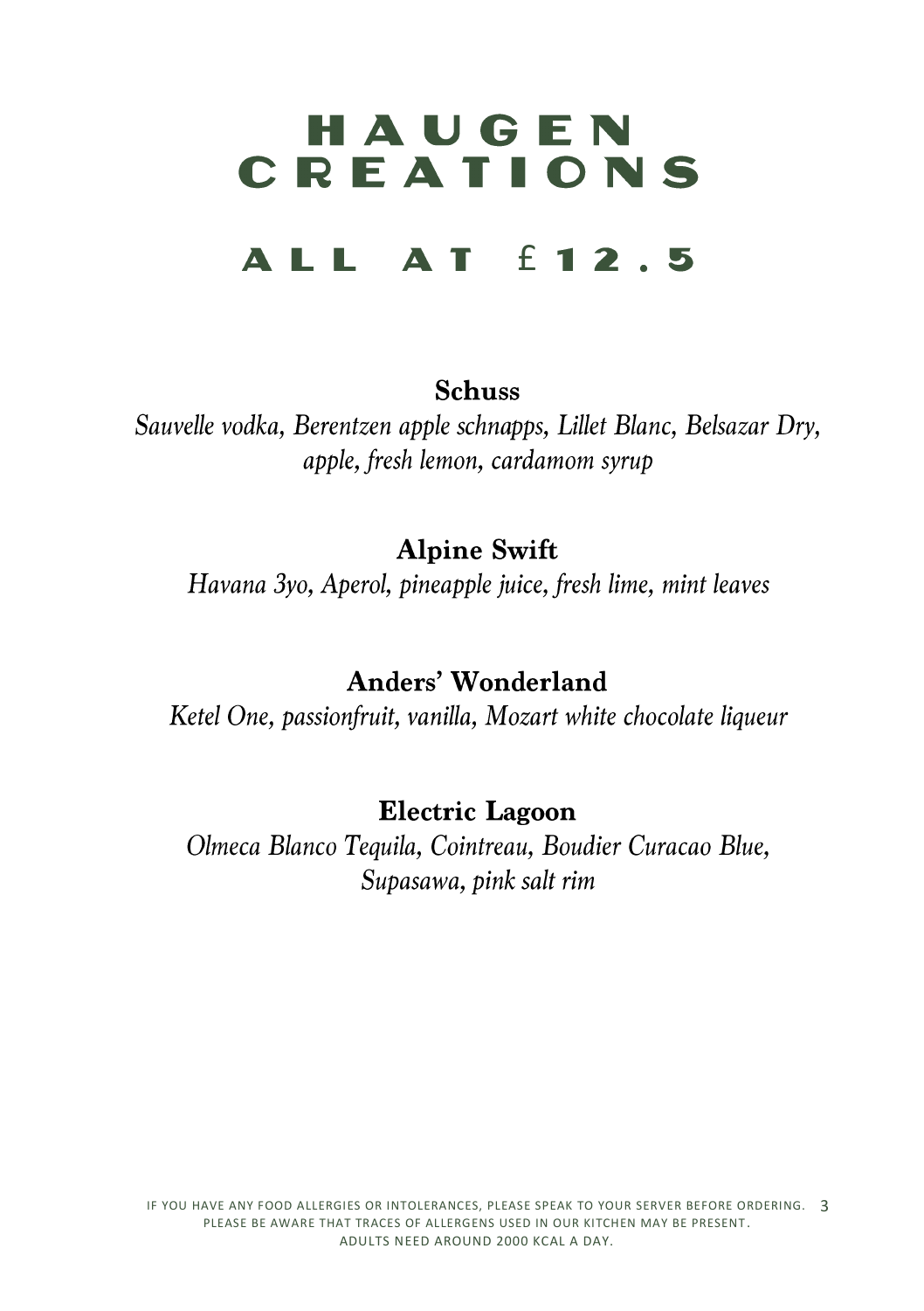# HAUGEN CREATIONS

## ALL AT £12.5

**Schuss**

*Sauvelle vodka, Berentzen apple schnapps, Lillet Blanc, Belsazar Dry, apple, fresh lemon, cardamom syrup*

**Alpine Swift**

*Havana 3yo, Aperol, pineapple juice, fresh lime, mint leaves*

**Anders' Wonderland**

*Ketel One, passionfruit, vanilla, Mozart white chocolate liqueur*

**Electric Lagoon**

*Olmeca Blanco Tequila, Cointreau, Boudier Curacao Blue, Supasawa, pink salt rim*

IF YOU HAVE ANY FOOD ALLERGIES OR INTOLERANCES, PLEASE SPEAK TO YOUR SERVER BEFORE ORDERING.
PLEASE BE AWARE THAT TRACES OF ALLERGENS USED IN OUR KITCHEN MAY BE PRESENT.
ADULTS NEED AROUND 2000 KCAL A DAY.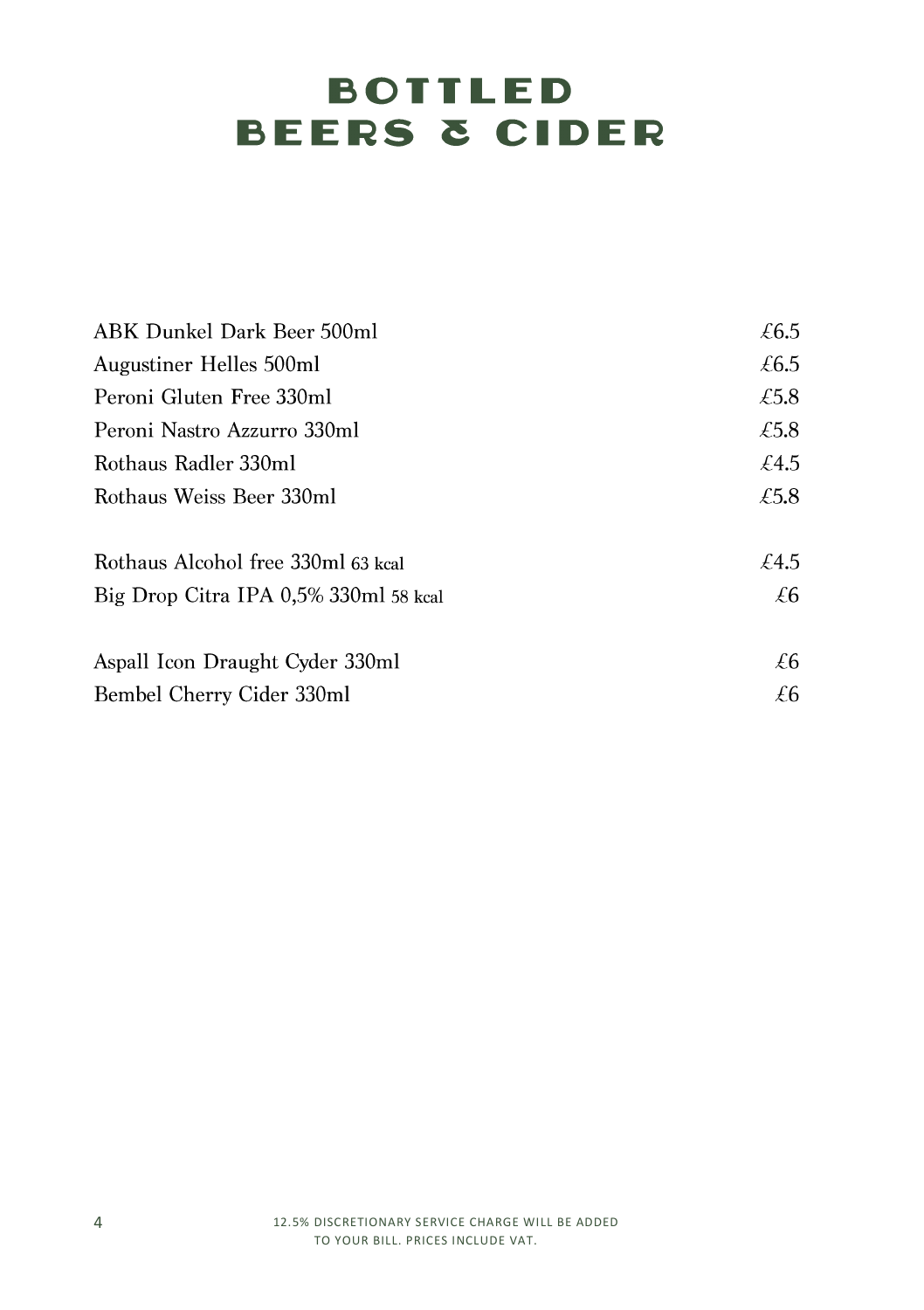# BOTTLED BEERS & CIDER

| | |
|---|---|
| ABK Dunkel Dark Beer 500ml | £6.5 |
| Augustiner Helles 500ml | £6.5 |
| Peroni Gluten Free 330ml | £5.8 |
| Peroni Nastro Azzurro 330ml | £5.8 |
| Rothaus Radler 330ml | £4.5 |
| Rothaus Weiss Beer 330ml | £5.8 |
| | |
| Rothaus Alcohol free 330ml 63 kcal | £4.5 |
| Big Drop Citra IPA 0,5% 330ml 58 kcal | £6 |
| | |
| Aspall Icon Draught Cyder 330ml | £6 |
| Bembel Cherry Cider 330ml | £6 |

12.5% DISCRETIONARY SERVICE CHARGE WILL BE ADDED TO YOUR BILL. PRICES INCLUDE VAT.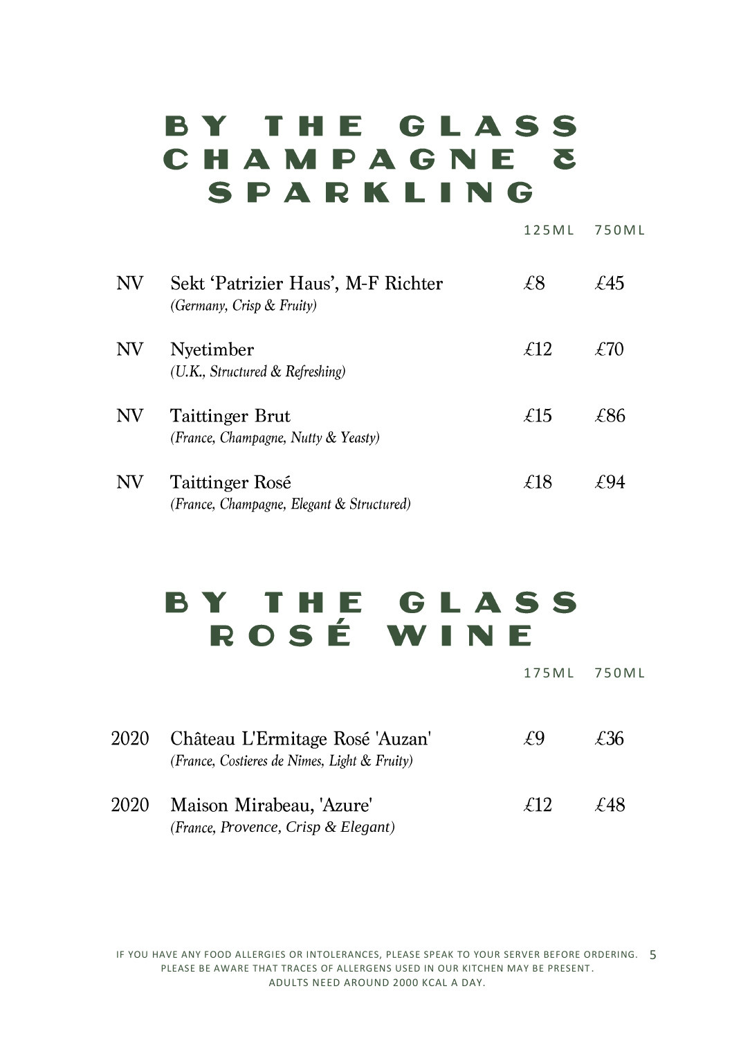# BY THE GLASS CHAMPAGNE & SPARKLING

| | | 125ML | 750ML |
|---|---|---|---|
| NV | Sekt 'Patrizier Haus', M-F Richter<br>*(Germany, Crisp & Fruity)* | £8 | £45 |
| NV | Nyetimber<br>*(U.K., Structured & Refreshing)* | £12 | £70 |
| NV | Taittinger Brut<br>*(France, Champagne, Nutty & Yeasty)* | £15 | £86 |
| NV | Taittinger Rosé<br>*(France, Champagne, Elegant & Structured)* | £18 | £94 |

# BY THE GLASS ROSÉ WINE

| | | 175ML | 750ML |
|---|---|---|---|
| 2020 | Château L'Ermitage Rosé 'Auzan'<br>*(France, Costieres de Nimes, Light & Fruity)* | £9 | £36 |
| 2020 | Maison Mirabeau, 'Azure'<br>*(France, Provence, Crisp & Elegant)* | £12 | £48 |

IF YOU HAVE ANY FOOD ALLERGIES OR INTOLERANCES, PLEASE SPEAK TO YOUR SERVER BEFORE ORDERING.
PLEASE BE AWARE THAT TRACES OF ALLERGENS USED IN OUR KITCHEN MAY BE PRESENT.
ADULTS NEED AROUND 2000 KCAL A DAY.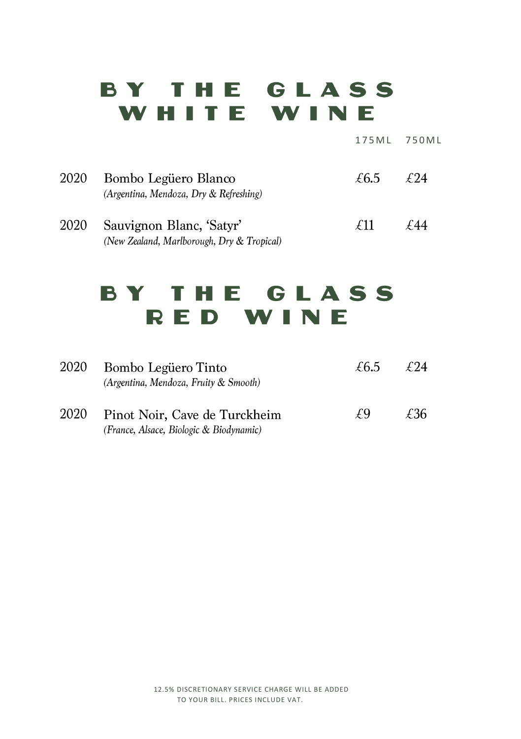# BY THE GLASS WHITE WINE

| | | 175ML | 750ML |
|---|---|---|---|
| 2020 | Bombo Legüero Blanco<br>*(Argentina, Mendoza, Dry & Refreshing)* | £6.5 | £24 |
| 2020 | Sauvignon Blanc, 'Satyr'<br>*(New Zealand, Marlborough, Dry & Tropical)* | £11 | £44 |

# BY THE GLASS RED WINE

| | | 175ML | 750ML |
|---|---|---|---|
| 2020 | Bombo Legüero Tinto<br>*(Argentina, Mendoza, Fruity & Smooth)* | £6.5 | £24 |
| 2020 | Pinot Noir, Cave de Turckheim<br>*(France, Alsace, Biologic & Biodynamic)* | £9 | £36 |

12.5% DISCRETIONARY SERVICE CHARGE WILL BE ADDED TO YOUR BILL. PRICES INCLUDE VAT.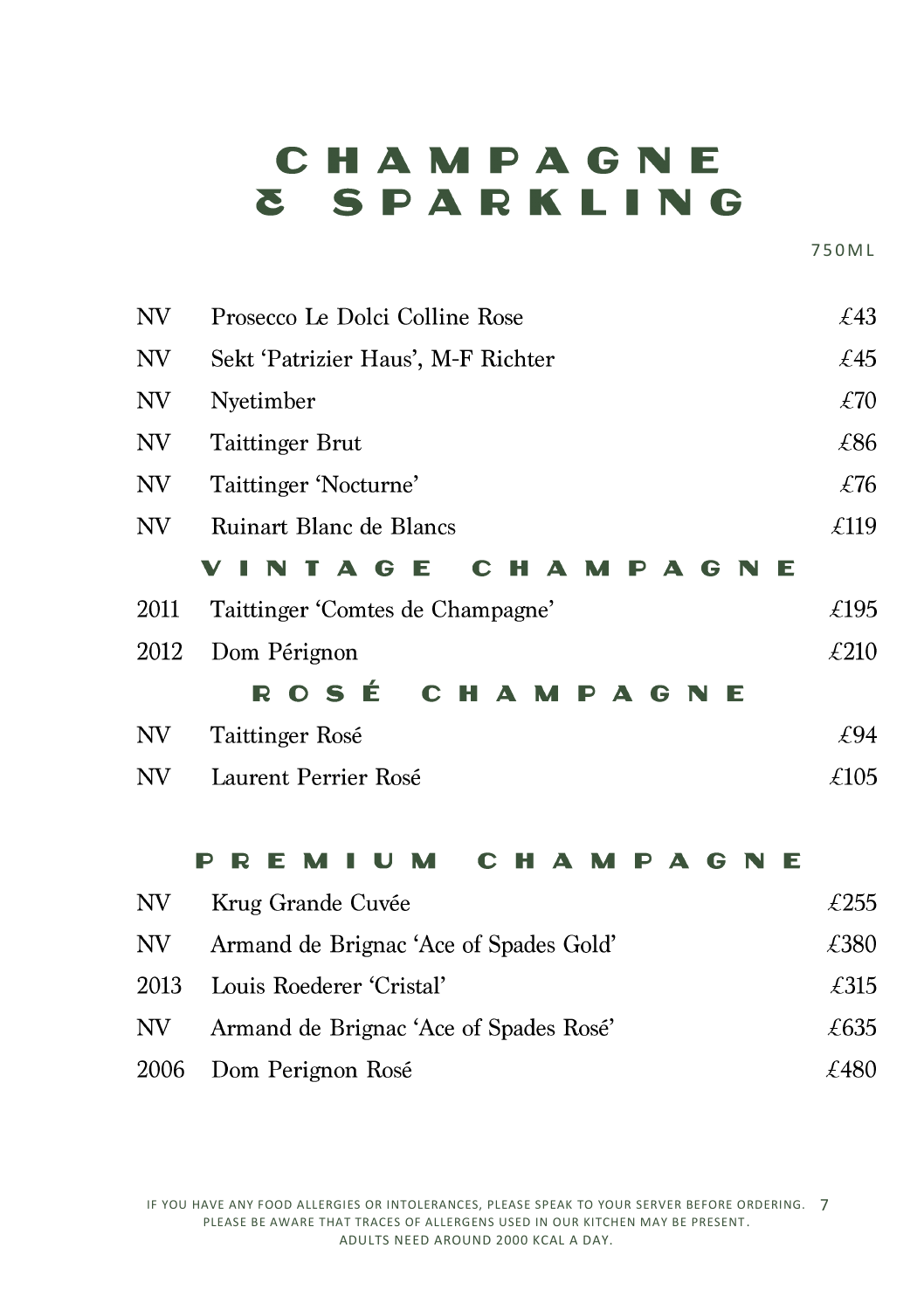# CHAMPAGNE & SPARKLING

750ML

| | | |
|---|---|---|
| NV | Prosecco Le Dolci Colline Rose | £43 |
| NV | Sekt 'Patrizier Haus', M-F Richter | £45 |
| NV | Nyetimber | £70 |
| NV | Taittinger Brut | £86 |
| NV | Taittinger 'Nocturne' | £76 |
| NV | Ruinart Blanc de Blancs | £119 |

## VINTAGE CHAMPAGNE

| | | |
|---|---|---|
| 2011 | Taittinger 'Comtes de Champagne' | £195 |
| 2012 | Dom Pérignon | £210 |

## ROSÉ CHAMPAGNE

| | | |
|---|---|---|
| NV | Taittinger Rosé | £94 |
| NV | Laurent Perrier Rosé | £105 |

## PREMIUM CHAMPAGNE

| | | |
|---|---|---|
| NV | Krug Grande Cuvée | £255 |
| NV | Armand de Brignac 'Ace of Spades Gold' | £380 |
| 2013 | Louis Roederer 'Cristal' | £315 |
| NV | Armand de Brignac 'Ace of Spades Rosé' | £635 |
| 2006 | Dom Perignon Rosé | £480 |

IF YOU HAVE ANY FOOD ALLERGIES OR INTOLERANCES, PLEASE SPEAK TO YOUR SERVER BEFORE ORDERING.
PLEASE BE AWARE THAT TRACES OF ALLERGENS USED IN OUR KITCHEN MAY BE PRESENT.
ADULTS NEED AROUND 2000 KCAL A DAY.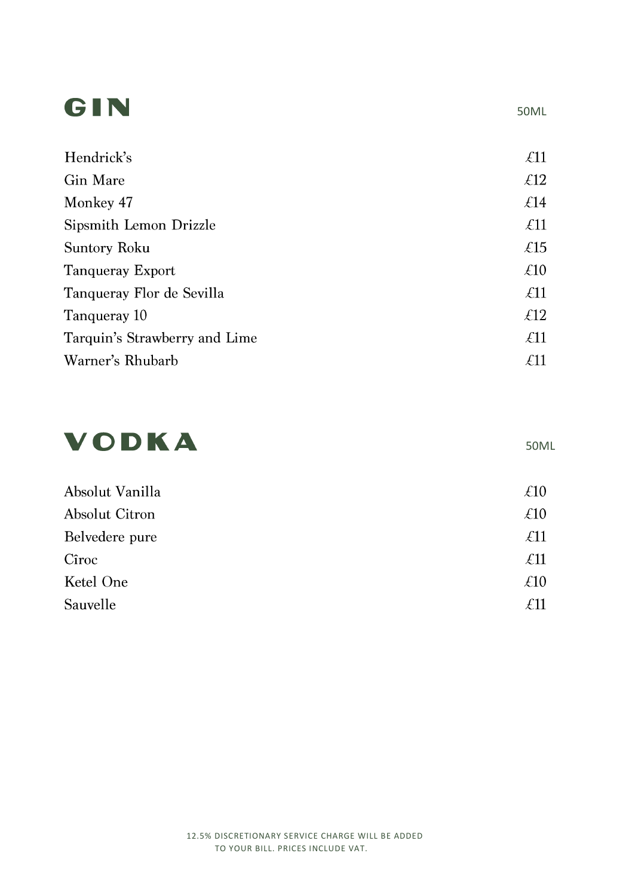# GIN

| | 50ML |
|---|---|
| Hendrick's | £11 |
| Gin Mare | £12 |
| Monkey 47 | £14 |
| Sipsmith Lemon Drizzle | £11 |
| Suntory Roku | £15 |
| Tanqueray Export | £10 |
| Tanqueray Flor de Sevilla | £11 |
| Tanqueray 10 | £12 |
| Tarquin's Strawberry and Lime | £11 |
| Warner's Rhubarb | £11 |

# VODKA

| | 50ML |
|---|---|
| Absolut Vanilla | £10 |
| Absolut Citron | £10 |
| Belvedere pure | £11 |
| Cîroc | £11 |
| Ketel One | £10 |
| Sauvelle | £11 |

12.5% DISCRETIONARY SERVICE CHARGE WILL BE ADDED TO YOUR BILL. PRICES INCLUDE VAT.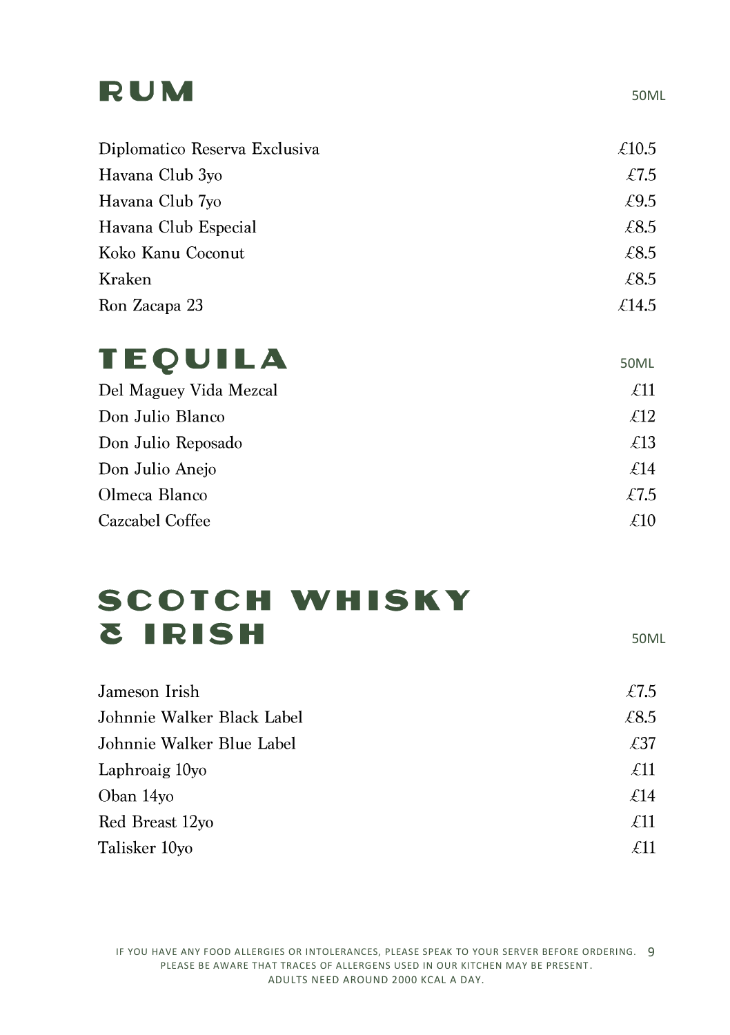# RUM

| | 50ML |
|---|---|
| Diplomatico Reserva Exclusiva | £10.5 |
| Havana Club 3yo | £7.5 |
| Havana Club 7yo | £9.5 |
| Havana Club Especial | £8.5 |
| Koko Kanu Coconut | £8.5 |
| Kraken | £8.5 |
| Ron Zacapa 23 | £14.5 |

# TEQUILA

| | 50ML |
|---|---|
| Del Maguey Vida Mezcal | £11 |
| Don Julio Blanco | £12 |
| Don Julio Reposado | £13 |
| Don Julio Anejo | £14 |
| Olmeca Blanco | £7.5 |
| Cazcabel Coffee | £10 |

# SCOTCH WHISKY & IRISH

| | 50ML |
|---|---|
| Jameson Irish | £7.5 |
| Johnnie Walker Black Label | £8.5 |
| Johnnie Walker Blue Label | £37 |
| Laphroaig 10yo | £11 |
| Oban 14yo | £14 |
| Red Breast 12yo | £11 |
| Talisker 10yo | £11 |

IF YOU HAVE ANY FOOD ALLERGIES OR INTOLERANCES, PLEASE SPEAK TO YOUR SERVER BEFORE ORDERING.
PLEASE BE AWARE THAT TRACES OF ALLERGENS USED IN OUR KITCHEN MAY BE PRESENT.
ADULTS NEED AROUND 2000 KCAL A DAY.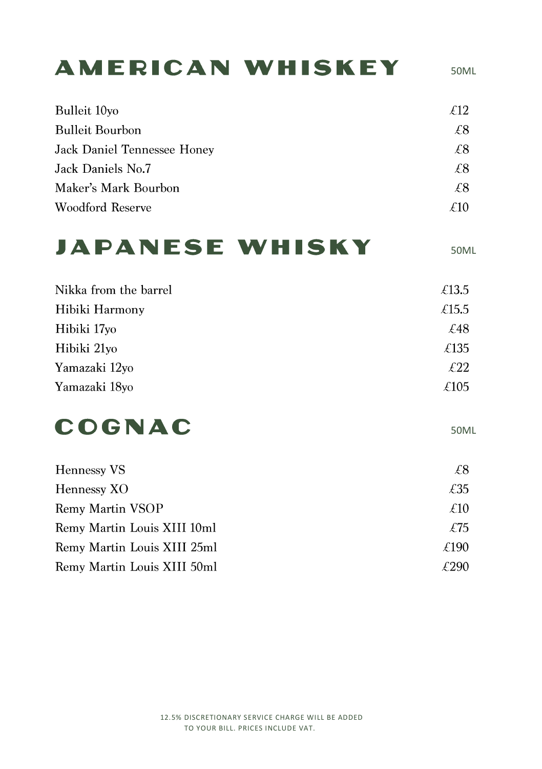## AMERICAN WHISKEY

| Item | 50ML |
| --- | --- |
| Bulleit 10yo | £12 |
| Bulleit Bourbon | £8 |
| Jack Daniel Tennessee Honey | £8 |
| Jack Daniels No.7 | £8 |
| Maker's Mark Bourbon | £8 |
| Woodford Reserve | £10 |

## JAPANESE WHISKY

| Item | 50ML |
| --- | --- |
| Nikka from the barrel | £13.5 |
| Hibiki Harmony | £15.5 |
| Hibiki 17yo | £48 |
| Hibiki 21yo | £135 |
| Yamazaki 12yo | £22 |
| Yamazaki 18yo | £105 |

## COGNAC

| Item | 50ML |
| --- | --- |
| Hennessy VS | £8 |
| Hennessy XO | £35 |
| Remy Martin VSOP | £10 |
| Remy Martin Louis XIII 10ml | £75 |
| Remy Martin Louis XIII 25ml | £190 |
| Remy Martin Louis XIII 50ml | £290 |

12.5% DISCRETIONARY SERVICE CHARGE WILL BE ADDED TO YOUR BILL. PRICES INCLUDE VAT.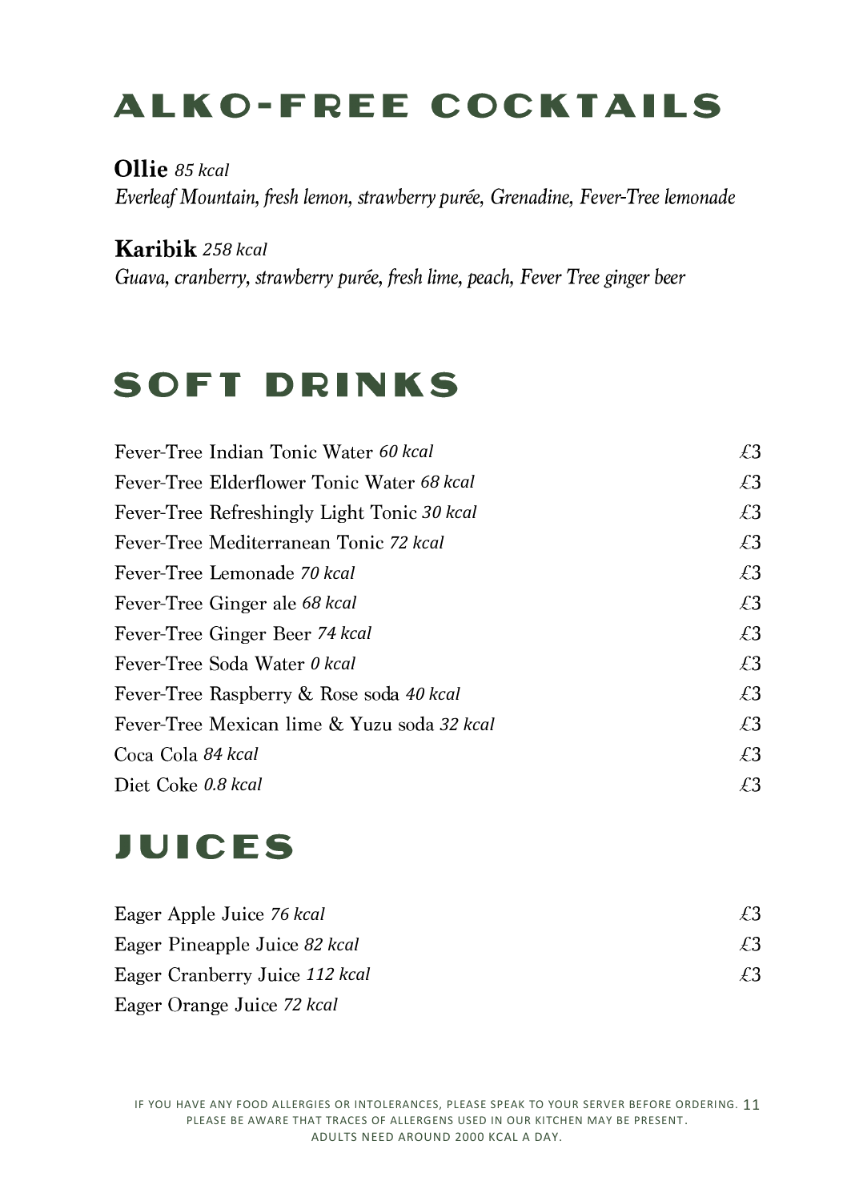# ALKO-FREE COCKTAILS

**Ollie** *85 kcal*
*Everleaf Mountain, fresh lemon, strawberry purée, Grenadine, Fever-Tree lemonade*

**Karibik** *258 kcal*
*Guava, cranberry, strawberry purée, fresh lime, peach, Fever Tree ginger beer*

# SOFT DRINKS

| | |
|---|---|
| Fever-Tree Indian Tonic Water *60 kcal* | £3 |
| Fever-Tree Elderflower Tonic Water *68 kcal* | £3 |
| Fever-Tree Refreshingly Light Tonic *30 kcal* | £3 |
| Fever-Tree Mediterranean Tonic *72 kcal* | £3 |
| Fever-Tree Lemonade *70 kcal* | £3 |
| Fever-Tree Ginger ale *68 kcal* | £3 |
| Fever-Tree Ginger Beer *74 kcal* | £3 |
| Fever-Tree Soda Water *0 kcal* | £3 |
| Fever-Tree Raspberry & Rose soda *40 kcal* | £3 |
| Fever-Tree Mexican lime & Yuzu soda *32 kcal* | £3 |
| Coca Cola *84 kcal* | £3 |
| Diet Coke *0.8 kcal* | £3 |

# JUICES

| | |
|---|---|
| Eager Apple Juice *76 kcal* | £3 |
| Eager Pineapple Juice *82 kcal* | £3 |
| Eager Cranberry Juice *112 kcal* | £3 |
| Eager Orange Juice *72 kcal* | |

IF YOU HAVE ANY FOOD ALLERGIES OR INTOLERANCES, PLEASE SPEAK TO YOUR SERVER BEFORE ORDERING.
PLEASE BE AWARE THAT TRACES OF ALLERGENS USED IN OUR KITCHEN MAY BE PRESENT.
ADULTS NEED AROUND 2000 KCAL A DAY.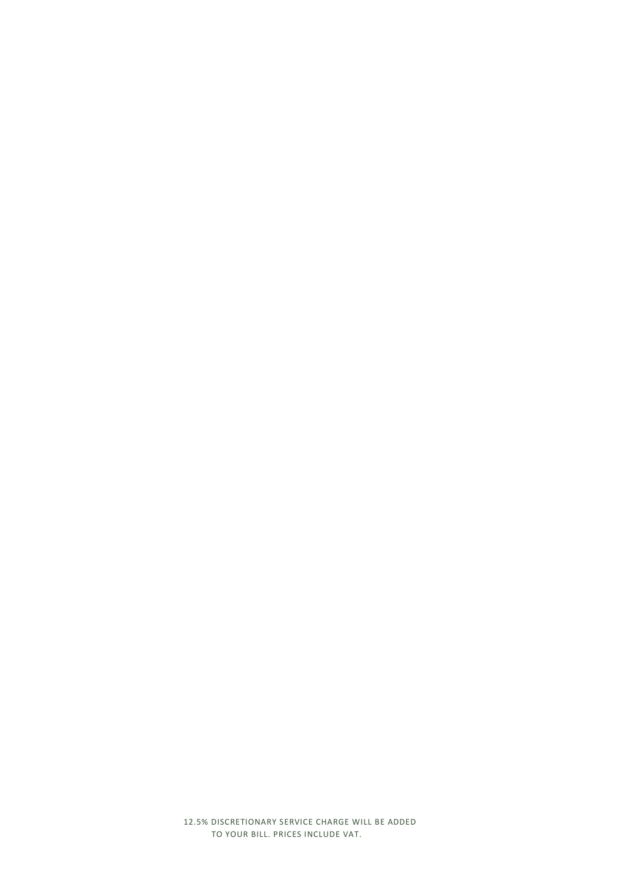12.5% DISCRETIONARY SERVICE CHARGE WILL BE ADDED TO YOUR BILL. PRICES INCLUDE VAT.